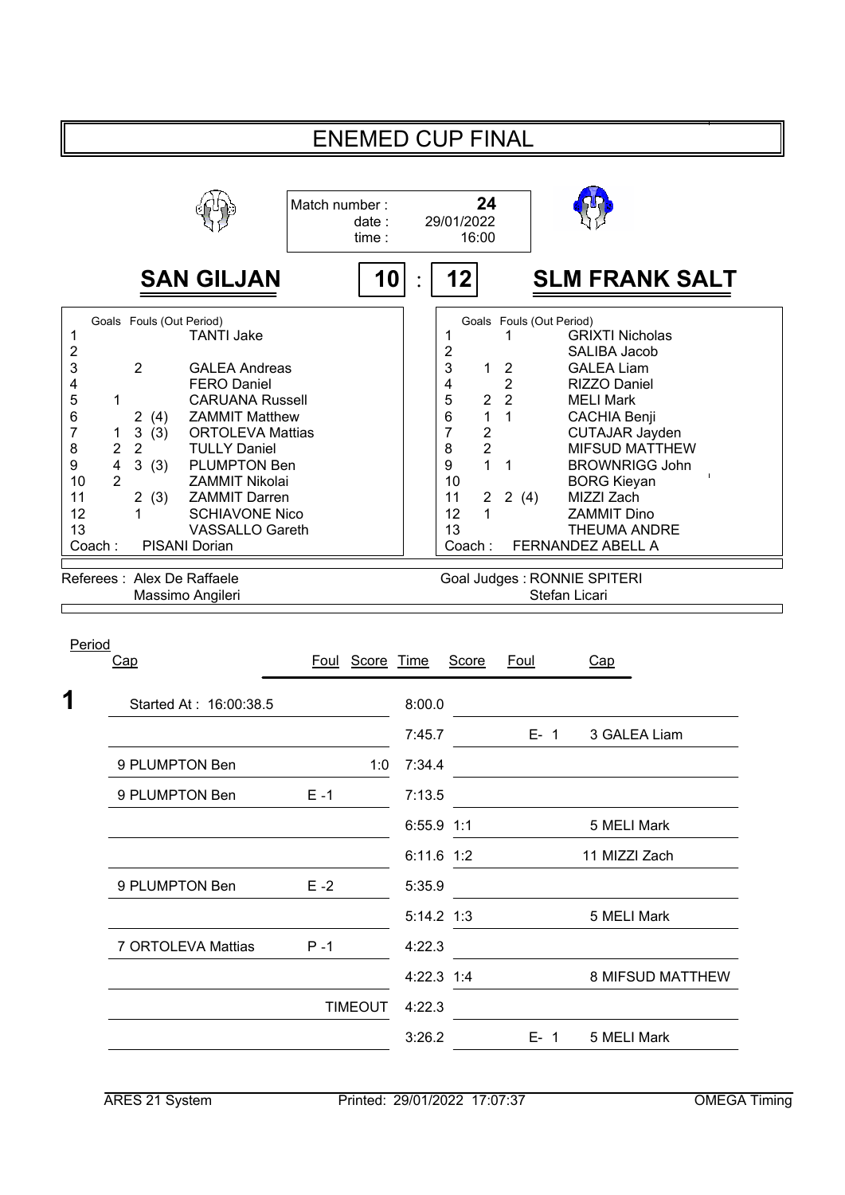# ENEMED CUP FINAL

Match number : **24**
date : 29/01/2022
time : 16:00

## SAN GILJAN 10 : 12 SLM FRANK SALT

| Cap | Goals | Fouls | (Out Period) | Name |
|---|---|---|---|---|
| 1 | | | | TANTI Jake |
| 2 | | | | |
| 3 | | 2 | | GALEA Andreas |
| 4 | | | | FERO Daniel |
| 5 | 1 | | | CARUANA Russell |
| 6 | | 2 | (4) | ZAMMIT Matthew |
| 7 | 1 | 3 | (3) | ORTOLEVA Mattias |
| 8 | 2 | 2 | | TULLY Daniel |
| 9 | 4 | 3 | (3) | PLUMPTON Ben |
| 10 | 2 | | | ZAMMIT Nikolai |
| 11 | | 2 | (3) | ZAMMIT Darren |
| 12 | | 1 | | SCHIAVONE Nico |
| 13 | | | | VASSALLO Gareth |
| Coach : | | | | PISANI Dorian |

| Cap | Goals | Fouls | (Out Period) | Name |
|---|---|---|---|---|
| 1 | | 1 | | GRIXTI Nicholas |
| 2 | | | | SALIBA Jacob |
| 3 | 1 | 2 | | GALEA Liam |
| 4 | | 2 | | RIZZO Daniel |
| 5 | 2 | 2 | | MELI Mark |
| 6 | 1 | 1 | | CACHIA Benji |
| 7 | | 2 | | CUTAJAR Jayden |
| 8 | | 2 | | MIFSUD MATTHEW |
| 9 | 1 | 1 | | BROWNRIGG John |
| 10 | | | | BORG Kieyan |
| 11 | 2 | 2 | (4) | MIZZI Zach |
| 12 | 1 | | | ZAMMIT Dino |
| 13 | | | | THEUMA ANDRE |
| Coach : | | | | FERNANDEZ ABELL A |

Referees : Alex De Raffaele, Massimo Angileri

Goal Judges : RONNIE SPITERI, Stefan Licari

| Period | Cap | Foul | Score | Time | Score | Foul | Cap |
|---|---|---|---|---|---|---|---|
| 1 | Started At : 16:00:38.5 | | | 8:00.0 | | | |
| | | | | 7:45.7 | | E- 1 | 3 GALEA Liam |
| | 9 PLUMPTON Ben | | 1:0 | 7:34.4 | | | |
| | 9 PLUMPTON Ben | E -1 | | 7:13.5 | | | |
| | | | | 6:55.9 | 1:1 | | 5 MELI Mark |
| | | | | 6:11.6 | 1:2 | | 11 MIZZI Zach |
| | 9 PLUMPTON Ben | E -2 | | 5:35.9 | | | |
| | | | | 5:14.2 | 1:3 | | 5 MELI Mark |
| | 7 ORTOLEVA Mattias | P -1 | | 4:22.3 | | | |
| | | | | 4:22.3 | 1:4 | | 8 MIFSUD MATTHEW |
| | | | TIMEOUT | 4:22.3 | | | |
| | | | | 3:26.2 | | E- 1 | 5 MELI Mark |

ARES 21 System | Printed: 29/01/2022 17:07:37 | OMEGA Timing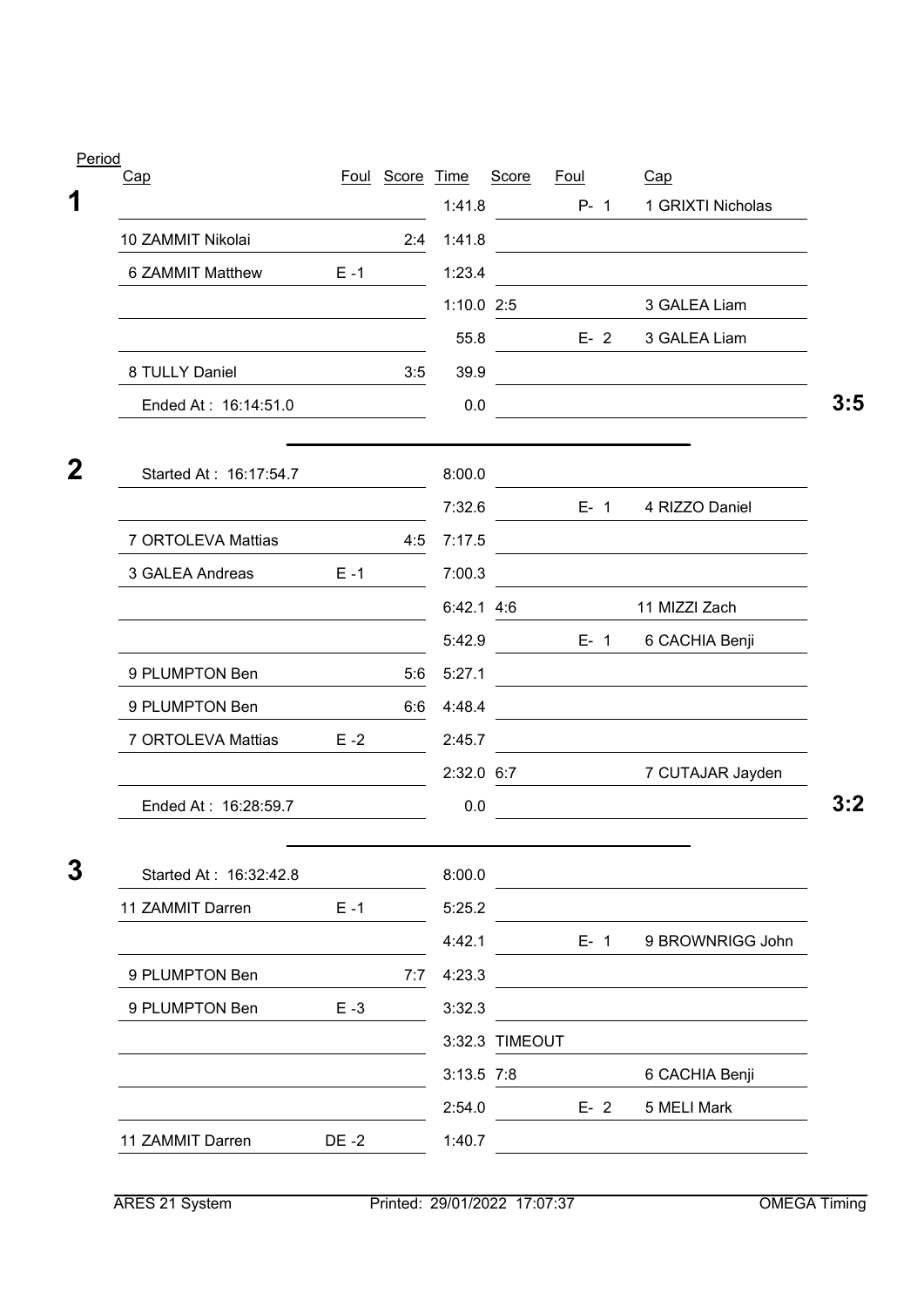| Period | Cap | Foul | Score | Time | Score | Foul | Cap | |
|---|---|---|---|---|---|---|---|---|
| **1** | | | | 1:41.8 | | P- 1 | 1 GRIXTI Nicholas | |
| | 10 ZAMMIT Nikolai | | 2:4 | 1:41.8 | | | | |
| | 6 ZAMMIT Matthew | E -1 | | 1:23.4 | | | | |
| | | | | 1:10.0 | 2:5 | | 3 GALEA Liam | |
| | | | | 55.8 | | E- 2 | 3 GALEA Liam | |
| | 8 TULLY Daniel | | 3:5 | 39.9 | | | | |
| | Ended At : 16:14:51.0 | | | 0.0 | | | | **3:5** |
| **2** | Started At : 16:17:54.7 | | | 8:00.0 | | | | |
| | | | | 7:32.6 | | E- 1 | 4 RIZZO Daniel | |
| | 7 ORTOLEVA Mattias | | 4:5 | 7:17.5 | | | | |
| | 3 GALEA Andreas | E -1 | | 7:00.3 | | | | |
| | | | | 6:42.1 | 4:6 | | 11 MIZZI Zach | |
| | | | | 5:42.9 | | E- 1 | 6 CACHIA Benji | |
| | 9 PLUMPTON Ben | | 5:6 | 5:27.1 | | | | |
| | 9 PLUMPTON Ben | | 6:6 | 4:48.4 | | | | |
| | 7 ORTOLEVA Mattias | E -2 | | 2:45.7 | | | | |
| | | | | 2:32.0 | 6:7 | | 7 CUTAJAR Jayden | |
| | Ended At : 16:28:59.7 | | | 0.0 | | | | **3:2** |
| **3** | Started At : 16:32:42.8 | | | 8:00.0 | | | | |
| | 11 ZAMMIT Darren | E -1 | | 5:25.2 | | | | |
| | | | | 4:42.1 | | E- 1 | 9 BROWNRIGG John | |
| | 9 PLUMPTON Ben | | 7:7 | 4:23.3 | | | | |
| | 9 PLUMPTON Ben | E -3 | | 3:32.3 | | | | |
| | | | | 3:32.3 | TIMEOUT | | | |
| | | | | 3:13.5 | 7:8 | | 6 CACHIA Benji | |
| | | | | 2:54.0 | | E- 2 | 5 MELI Mark | |
| | 11 ZAMMIT Darren | DE -2 | | 1:40.7 | | | | |

ARES 21 System Printed: 29/01/2022 17:07:37 OMEGA Timing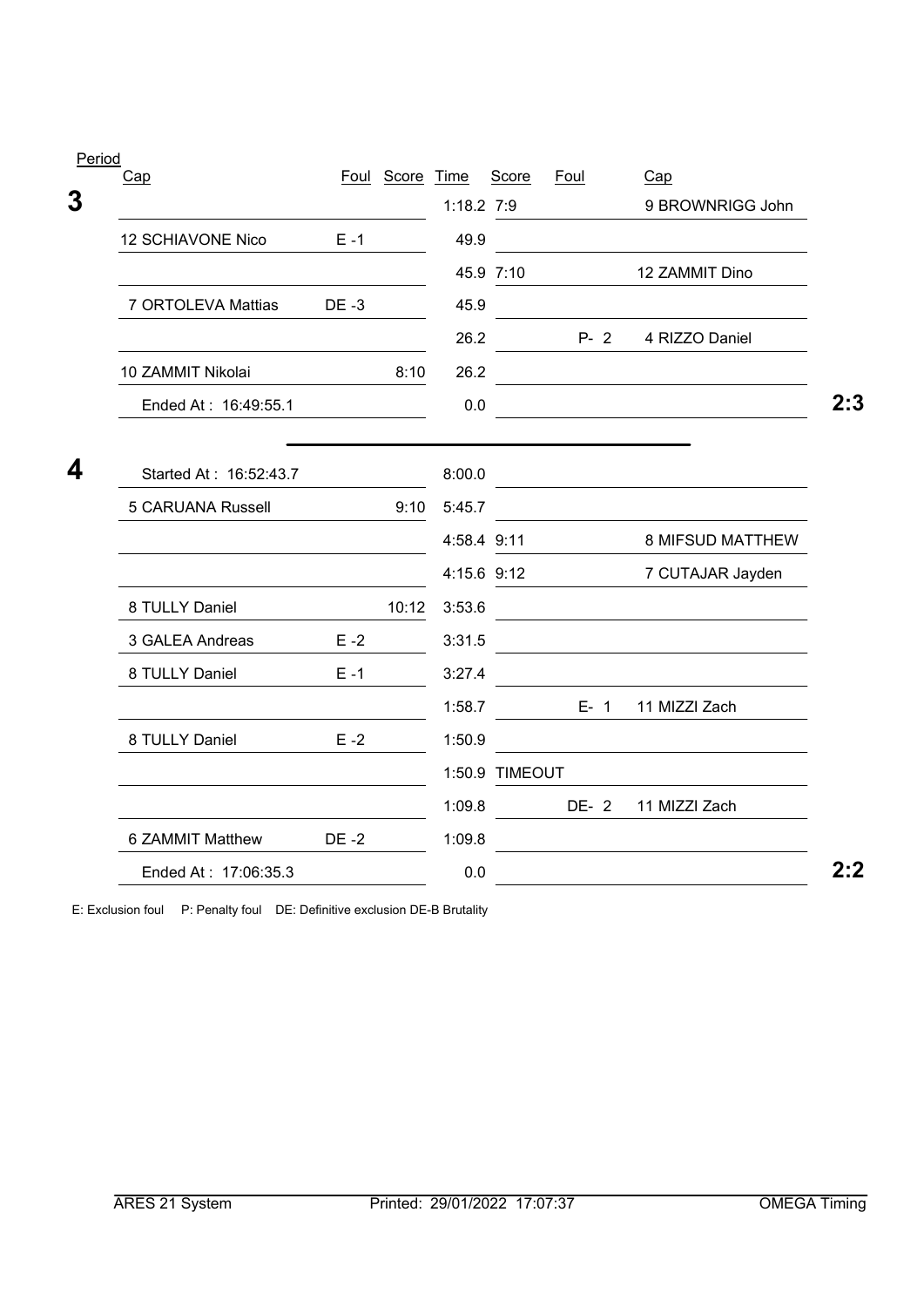| Period | Cap | Foul | Score | Time | Score | Foul | Cap | |
|---|---|---|---|---|---|---|---|---|
| **3** | | | | 1:18.2 | 7:9 | | 9 BROWNRIGG John | |
| | 12 SCHIAVONE Nico | E -1 | | 49.9 | | | | |
| | | | | 45.9 | 7:10 | | 12 ZAMMIT Dino | |
| | 7 ORTOLEVA Mattias | DE -3 | | 45.9 | | | | |
| | | | | 26.2 | | P- 2 | 4 RIZZO Daniel | |
| | 10 ZAMMIT Nikolai | | 8:10 | 26.2 | | | | |
| | Ended At : 16:49:55.1 | | | 0.0 | | | | **2:3** |
| **4** | Started At : 16:52:43.7 | | | 8:00.0 | | | | |
| | 5 CARUANA Russell | | 9:10 | 5:45.7 | | | | |
| | | | | 4:58.4 | 9:11 | | 8 MIFSUD MATTHEW | |
| | | | | 4:15.6 | 9:12 | | 7 CUTAJAR Jayden | |
| | 8 TULLY Daniel | | 10:12 | 3:53.6 | | | | |
| | 3 GALEA Andreas | E -2 | | 3:31.5 | | | | |
| | 8 TULLY Daniel | E -1 | | 3:27.4 | | | | |
| | | | | 1:58.7 | | E- 1 | 11 MIZZI Zach | |
| | 8 TULLY Daniel | E -2 | | 1:50.9 | | | | |
| | | | | 1:50.9 | TIMEOUT | | | |
| | | | | 1:09.8 | | DE- 2 | 11 MIZZI Zach | |
| | 6 ZAMMIT Matthew | DE -2 | | 1:09.8 | | | | |
| | Ended At : 17:06:35.3 | | | 0.0 | | | | **2:2** |

E: Exclusion foul P: Penalty foul DE: Definitive exclusion DE-B Brutality

ARES 21 System Printed: 29/01/2022 17:07:37 OMEGA Timing